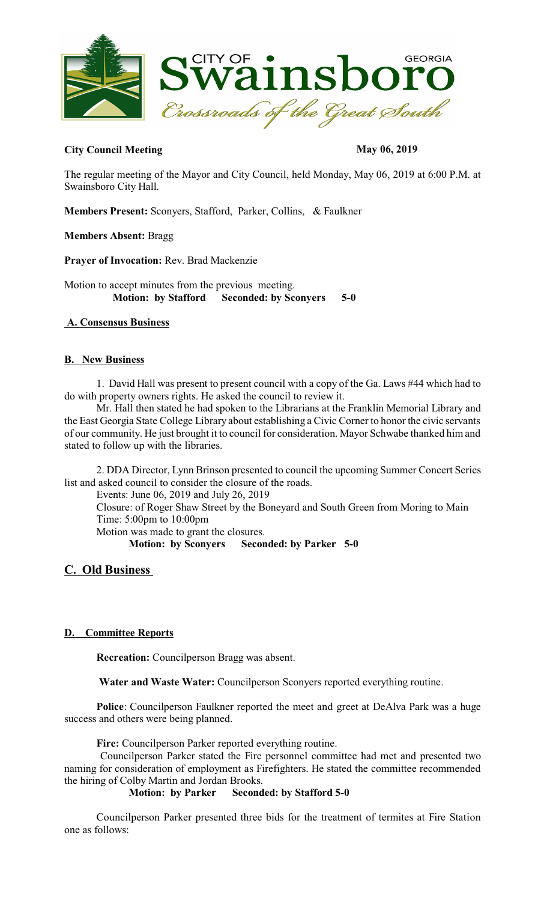**City Council Meeting** **May 06, 2019**

The regular meeting of the Mayor and City Council, held Monday, May 06, 2019 at 6:00 P.M. at Swainsboro City Hall.

**Members Present:** Sconyers, Stafford, Parker, Collins, & Faulkner

**Members Absent:** Bragg

**Prayer of Invocation:** Rev. Brad Mackenzie

Motion to accept minutes from the previous meeting.
**Motion: by Stafford Seconded: by Sconyers 5-0**

**A. Consensus Business**

**B. New Business**

1. David Hall was present to present council with a copy of the Ga. Laws #44 which had to do with property owners rights. He asked the council to review it.

Mr. Hall then stated he had spoken to the Librarians at the Franklin Memorial Library and the East Georgia State College Library about establishing a Civic Corner to honor the civic servants of our community. He just brought it to council for consideration. Mayor Schwabe thanked him and stated to follow up with the libraries.

2. DDA Director, Lynn Brinson presented to council the upcoming Summer Concert Series list and asked council to consider the closure of the roads.

Events: June 06, 2019 and July 26, 2019
Closure: of Roger Shaw Street by the Boneyard and South Green from Moring to Main
Time: 5:00pm to 10:00pm
Motion was made to grant the closures.
**Motion: by Sconyers Seconded: by Parker 5-0**

## C. Old Business

**D. Committee Reports**

**Recreation:** Councilperson Bragg was absent.

**Water and Waste Water:** Councilperson Sconyers reported everything routine.

**Police**: Councilperson Faulkner reported the meet and greet at DeAlva Park was a huge success and others were being planned.

**Fire:** Councilperson Parker reported everything routine.

Councilperson Parker stated the Fire personnel committee had met and presented two naming for consideration of employment as Firefighters. He stated the committee recommended the hiring of Colby Martin and Jordan Brooks.
**Motion: by Parker Seconded: by Stafford 5-0**

Councilperson Parker presented three bids for the treatment of termites at Fire Station one as follows: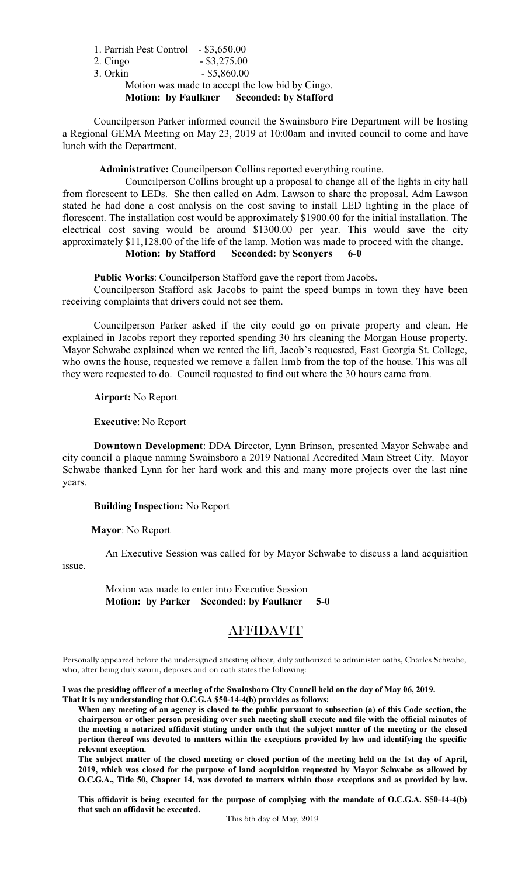1. Parrish Pest Control - $3,650.00
2. Cingo - $3,275.00
3. Orkin - $5,860.00

Motion was made to accept the low bid by Cingo.
**Motion: by Faulkner Seconded: by Stafford**

Councilperson Parker informed council the Swainsboro Fire Department will be hosting a Regional GEMA Meeting on May 23, 2019 at 10:00am and invited council to come and have lunch with the Department.

**Administrative:** Councilperson Collins reported everything routine.

Councilperson Collins brought up a proposal to change all of the lights in city hall from florescent to LEDs. She then called on Adm. Lawson to share the proposal. Adm Lawson stated he had done a cost analysis on the cost saving to install LED lighting in the place of florescent. The installation cost would be approximately $1900.00 for the initial installation. The electrical cost saving would be around $1300.00 per year. This would save the city approximately $11,128.00 of the life of the lamp. Motion was made to proceed with the change.
**Motion: by Stafford Seconded: by Sconyers 6-0**

**Public Works**: Councilperson Stafford gave the report from Jacobs.

Councilperson Stafford ask Jacobs to paint the speed bumps in town they have been receiving complaints that drivers could not see them.

Councilperson Parker asked if the city could go on private property and clean. He explained in Jacobs report they reported spending 30 hrs cleaning the Morgan House property. Mayor Schwabe explained when we rented the lift, Jacob's requested, East Georgia St. College, who owns the house, requested we remove a fallen limb from the top of the house. This was all they were requested to do. Council requested to find out where the 30 hours came from.

**Airport:** No Report

**Executive**: No Report

**Downtown Development**: DDA Director, Lynn Brinson, presented Mayor Schwabe and city council a plaque naming Swainsboro a 2019 National Accredited Main Street City. Mayor Schwabe thanked Lynn for her hard work and this and many more projects over the last nine years.

**Building Inspection:** No Report

**Mayor**: No Report

An Executive Session was called for by Mayor Schwabe to discuss a land acquisition issue.

Motion was made to enter into Executive Session
**Motion: by Parker Seconded: by Faulkner 5-0**

## AFFIDAVIT

Personally appeared before the undersigned attesting officer, duly authorized to administer oaths, Charles Schwabe, who, after being duly sworn, deposes and on oath states the following:

**I was the presiding officer of a meeting of the Swainsboro City Council held on the day of May 06, 2019.**
**That it is my understanding that O.C.G.A $50-14-4(b) provides as follows:**

**When any meeting of an agency is closed to the public pursuant to subsection (a) of this Code section, the chairperson or other person presiding over such meeting shall execute and file with the official minutes of the meeting a notarized affidavit stating under oath that the subject matter of the meeting or the closed portion thereof was devoted to matters within the exceptions provided by law and identifying the specific relevant exception.**

**The subject matter of the closed meeting or closed portion of the meeting held on the 1st day of April, 2019, which was closed for the purpose of land acquisition requested by Mayor Schwabe as allowed by O.C.G.A., Title 50, Chapter 14, was devoted to matters within those exceptions and as provided by law.**

**This affidavit is being executed for the purpose of complying with the mandate of O.C.G.A. S50-14-4(b) that such an affidavit be executed.**

This 6th day of May, 2019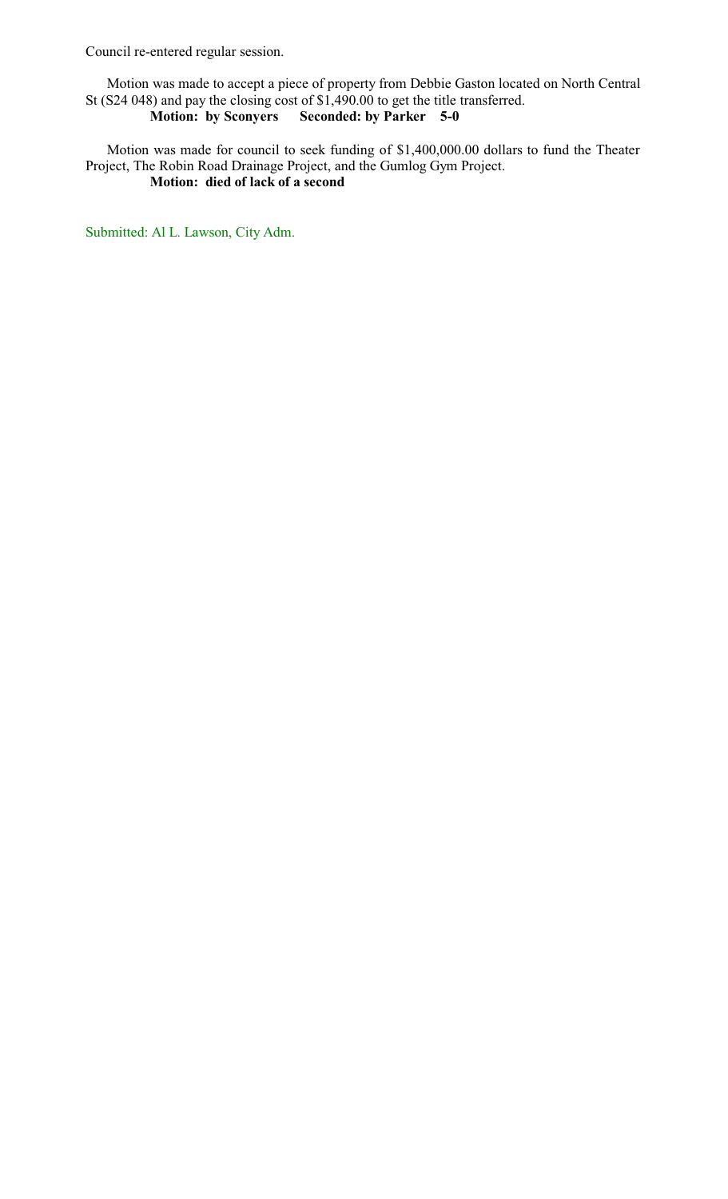Council re-entered regular session.

Motion was made to accept a piece of property from Debbie Gaston located on North Central St (S24 048) and pay the closing cost of $1,490.00 to get the title transferred.

**Motion: by Sconyers Seconded: by Parker 5-0**

Motion was made for council to seek funding of $1,400,000.00 dollars to fund the Theater Project, The Robin Road Drainage Project, and the Gumlog Gym Project.

**Motion: died of lack of a second**

Submitted: Al L. Lawson, City Adm.